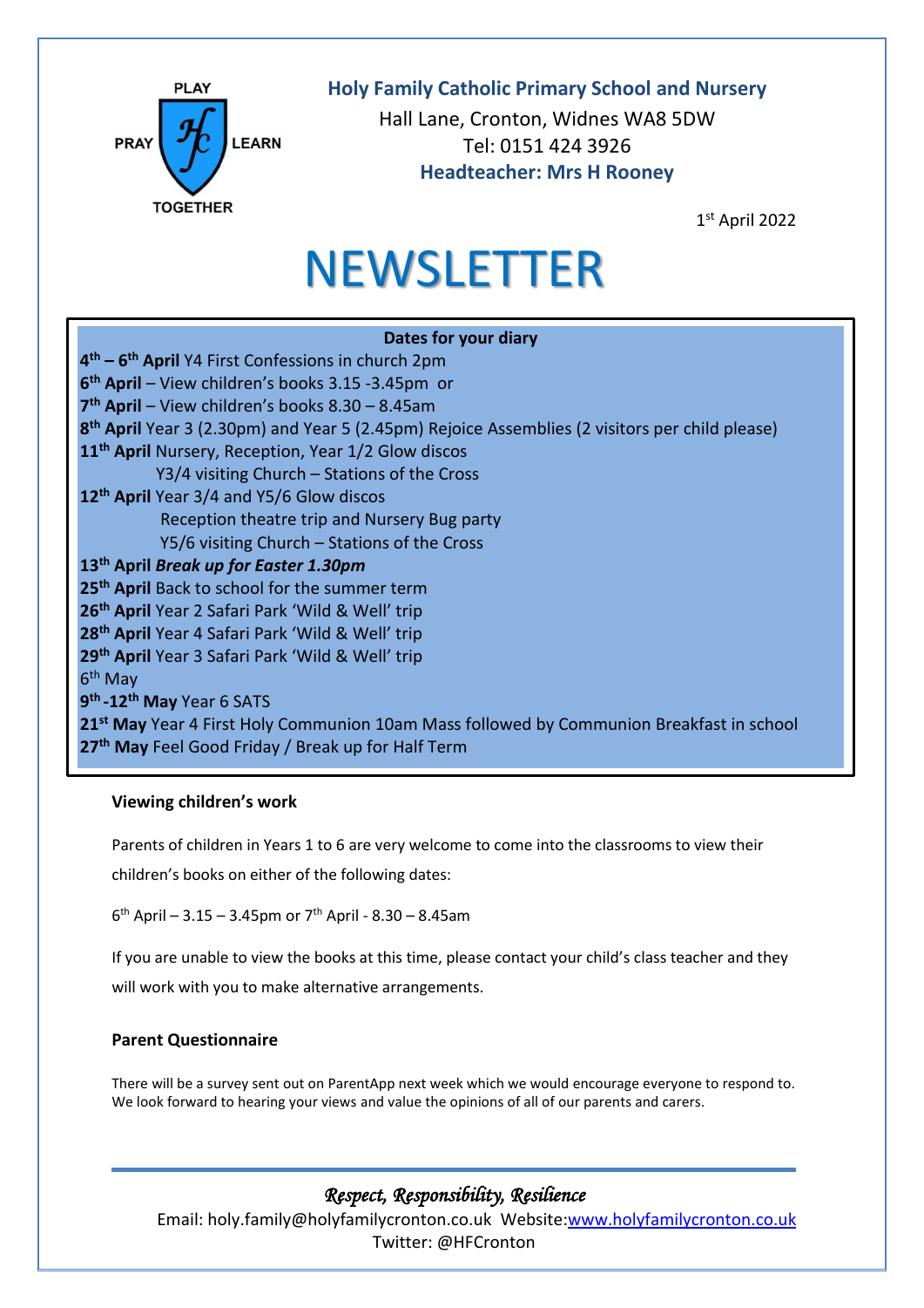PLAY

PRAY LEARN

TOGETHER

**Holy Family Catholic Primary School and Nursery**

Hall Lane, Cronton, Widnes WA8 5DW

Tel: 0151 424 3926

**Headteacher: Mrs H Rooney**

1st April 2022

# NEWSLETTER

**Dates for your diary**

**4th – 6th April** Y4 First Confessions in church 2pm
**6th April** – View children's books 3.15 -3.45pm or
**7th April** – View children's books 8.30 – 8.45am
**8th April** Year 3 (2.30pm) and Year 5 (2.45pm) Rejoice Assemblies (2 visitors per child please)
**11th April** Nursery, Reception, Year 1/2 Glow discos
Y3/4 visiting Church – Stations of the Cross
**12th April** Year 3/4 and Y5/6 Glow discos
Reception theatre trip and Nursery Bug party
Y5/6 visiting Church – Stations of the Cross
**13th April** ***Break up for Easter 1.30pm***
**25th April** Back to school for the summer term
**26th April** Year 2 Safari Park 'Wild & Well' trip
**28th April** Year 4 Safari Park 'Wild & Well' trip
**29th April** Year 3 Safari Park 'Wild & Well' trip
6th May
**9th -12th May** Year 6 SATS
**21st May** Year 4 First Holy Communion 10am Mass followed by Communion Breakfast in school
**27th May** Feel Good Friday / Break up for Half Term

**Viewing children's work**

Parents of children in Years 1 to 6 are very welcome to come into the classrooms to view their children's books on either of the following dates:

6th April – 3.15 – 3.45pm or 7th April - 8.30 – 8.45am

If you are unable to view the books at this time, please contact your child's class teacher and they will work with you to make alternative arrangements.

**Parent Questionnaire**

There will be a survey sent out on ParentApp next week which we would encourage everyone to respond to. We look forward to hearing your views and value the opinions of all of our parents and carers.

*Respect, Responsibility, Resilience*

Email: holy.family@holyfamilycronton.co.uk Website: www.holyfamilycronton.co.uk

Twitter: @HFCronton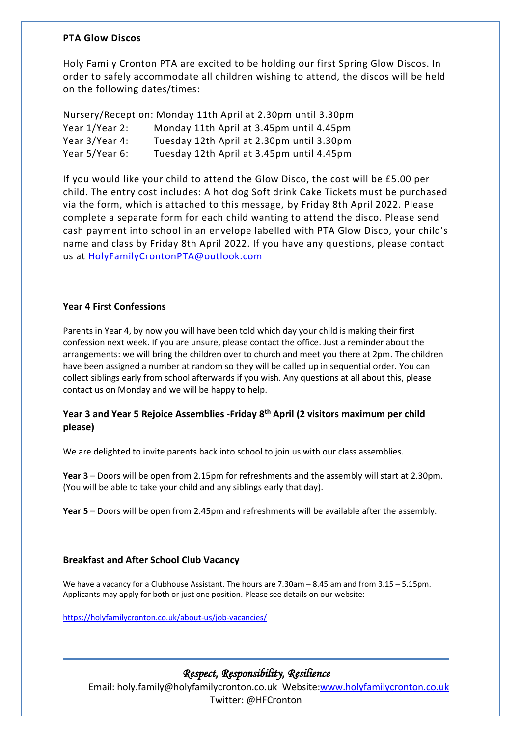**PTA Glow Discos**

Holy Family Cronton PTA are excited to be holding our first Spring Glow Discos. In order to safely accommodate all children wishing to attend, the discos will be held on the following dates/times:

Nursery/Reception: Monday 11th April at 2.30pm until 3.30pm
Year 1/Year 2: Monday 11th April at 3.45pm until 4.45pm
Year 3/Year 4: Tuesday 12th April at 2.30pm until 3.30pm
Year 5/Year 6: Tuesday 12th April at 3.45pm until 4.45pm

If you would like your child to attend the Glow Disco, the cost will be £5.00 per child. The entry cost includes: A hot dog Soft drink Cake Tickets must be purchased via the form, which is attached to this message, by Friday 8th April 2022. Please complete a separate form for each child wanting to attend the disco. Please send cash payment into school in an envelope labelled with PTA Glow Disco, your child's name and class by Friday 8th April 2022. If you have any questions, please contact us at HolyFamilyCrontonPTA@outlook.com

**Year 4 First Confessions**

Parents in Year 4, by now you will have been told which day your child is making their first confession next week. If you are unsure, please contact the office. Just a reminder about the arrangements: we will bring the children over to church and meet you there at 2pm. The children have been assigned a number at random so they will be called up in sequential order. You can collect siblings early from school afterwards if you wish. Any questions at all about this, please contact us on Monday and we will be happy to help.

**Year 3 and Year 5 Rejoice Assemblies -Friday 8th April (2 visitors maximum per child please)**

We are delighted to invite parents back into school to join us with our class assemblies.

**Year 3** – Doors will be open from 2.15pm for refreshments and the assembly will start at 2.30pm. (You will be able to take your child and any siblings early that day).

**Year 5** – Doors will be open from 2.45pm and refreshments will be available after the assembly.

**Breakfast and After School Club Vacancy**

We have a vacancy for a Clubhouse Assistant. The hours are 7.30am – 8.45 am and from 3.15 – 5.15pm. Applicants may apply for both or just one position. Please see details on our website:

https://holyfamilycronton.co.uk/about-us/job-vacancies/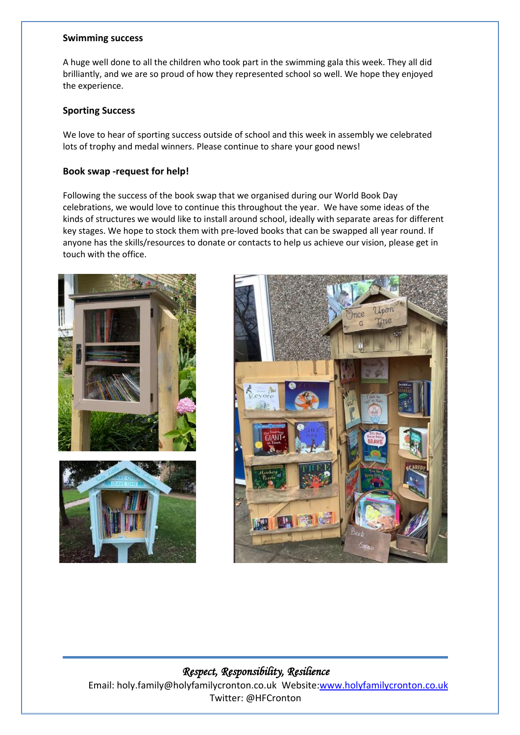**Swimming success**

A huge well done to all the children who took part in the swimming gala this week. They all did brilliantly, and we are so proud of how they represented school so well. We hope they enjoyed the experience.

**Sporting Success**

We love to hear of sporting success outside of school and this week in assembly we celebrated lots of trophy and medal winners. Please continue to share your good news!

**Book swap -request for help!**

Following the success of the book swap that we organised during our World Book Day celebrations, we would love to continue this throughout the year. We have some ideas of the kinds of structures we would like to install around school, ideally with separate areas for different key stages. We hope to stock them with pre-loved books that can be swapped all year round. If anyone has the skills/resources to donate or contacts to help us achieve our vision, please get in touch with the office.

*Respect, Responsibility, Resilience*

Email: holy.family@holyfamilycronton.co.uk Website:[www.holyfamilycronton.co.uk](http://www.holyfamilycronton.co.uk)

Twitter: @HFCronton